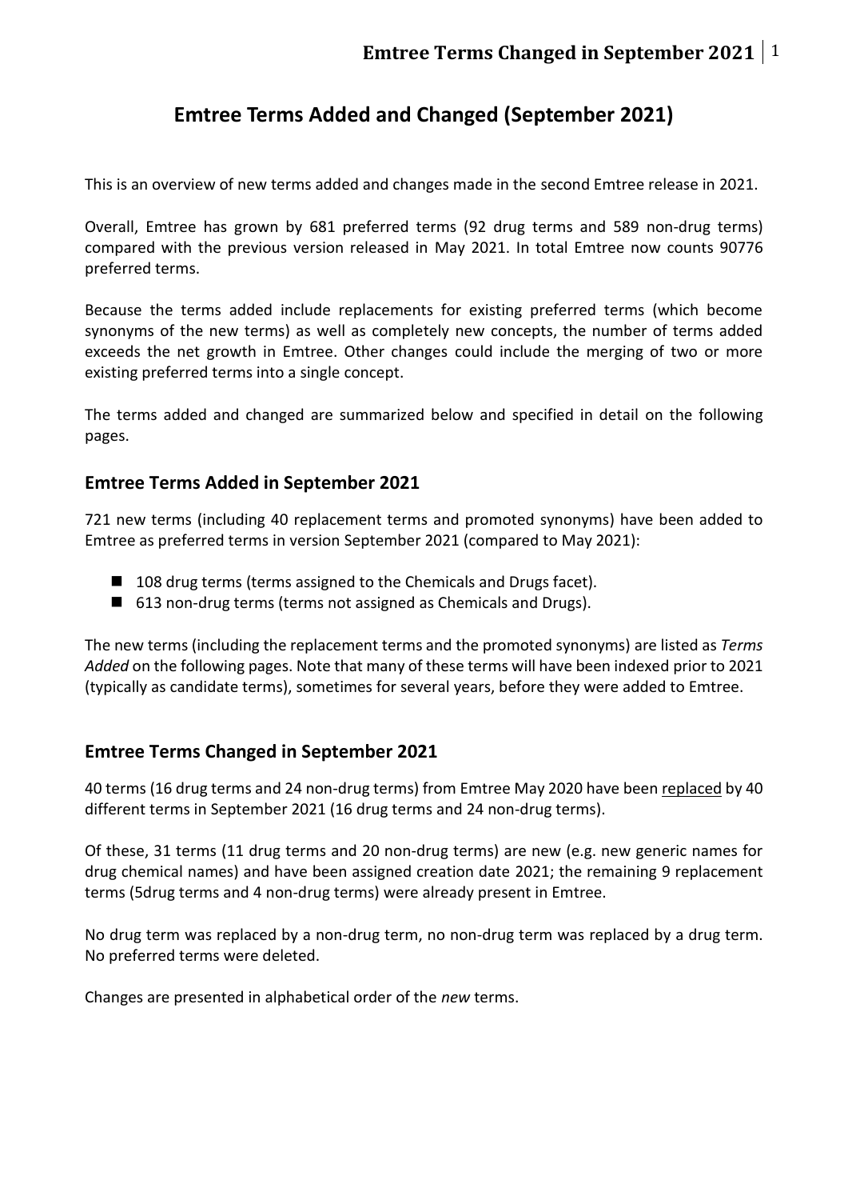# Emtree Terms Added and Changed (September 2021)

This is an overview of new terms added and changes made in the second Emtree release in 2021.

Overall, Emtree has grown by 681 preferred terms (92 drug terms and 589 non-drug terms) compared with the previous version released in May 2021. In total Emtree now counts 90776 preferred terms.

Because the terms added include replacements for existing preferred terms (which become synonyms of the new terms) as well as completely new concepts, the number of terms added exceeds the net growth in Emtree. Other changes could include the merging of two or more existing preferred terms into a single concept.

The terms added and changed are summarized below and specified in detail on the following pages.

## Emtree Terms Added in September 2021

721 new terms (including 40 replacement terms and promoted synonyms) have been added to Emtree as preferred terms in version September 2021 (compared to May 2021):

- 108 drug terms (terms assigned to the Chemicals and Drugs facet).
- 613 non-drug terms (terms not assigned as Chemicals and Drugs).

The new terms (including the replacement terms and the promoted synonyms) are listed as *Terms Added* on the following pages. Note that many of these terms will have been indexed prior to 2021 (typically as candidate terms), sometimes for several years, before they were added to Emtree.

## Emtree Terms Changed in September 2021

40 terms (16 drug terms and 24 non-drug terms) from Emtree May 2020 have been replaced by 40 different terms in September 2021 (16 drug terms and 24 non-drug terms).

Of these, 31 terms (11 drug terms and 20 non-drug terms) are new (e.g. new generic names for drug chemical names) and have been assigned creation date 2021; the remaining 9 replacement terms (5drug terms and 4 non-drug terms) were already present in Emtree.

No drug term was replaced by a non-drug term, no non-drug term was replaced by a drug term. No preferred terms were deleted.

Changes are presented in alphabetical order of the *new* terms.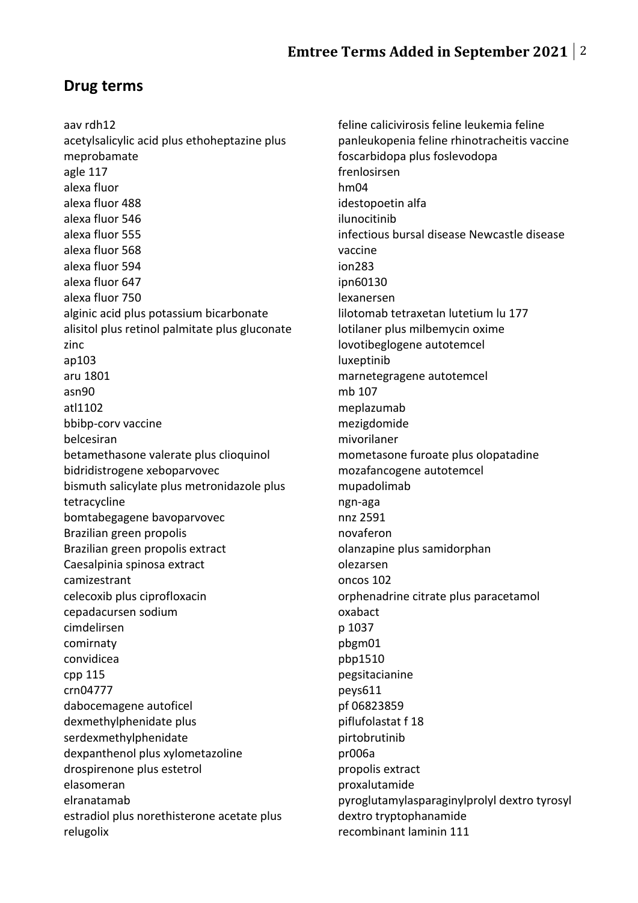## Drug terms

aav rdh12
acetylsalicylic acid plus ethoheptazine plus meprobamate
agle 117
alexa fluor
alexa fluor 488
alexa fluor 546
alexa fluor 555
alexa fluor 568
alexa fluor 594
alexa fluor 647
alexa fluor 750
alginic acid plus potassium bicarbonate
alisitol plus retinol palmitate plus gluconate zinc
ap103
aru 1801
asn90
atl1102
bbibp-corv vaccine
belcesiran
betamethasone valerate plus clioquinol
bidridistrogene xeboparvovec
bismuth salicylate plus metronidazole plus tetracycline
bomtabegagene bavoparvovec
Brazilian green propolis
Brazilian green propolis extract
Caesalpinia spinosa extract
camizestrant
celecoxib plus ciprofloxacin
cepadacursen sodium
cimdelirsen
comirnaty
convidicea
cpp 115
crn04777
dabocemagene autoficel
dexmethylphenidate plus serdexmethylphenidate
dexpanthenol plus xylometazoline
drospirenone plus estetrol
elasomeran
elranatamab
estradiol plus norethisterone acetate plus relugolix
feline calicivirosis feline leukemia feline panleukopenia feline rhinotracheitis vaccine
foscarbidopa plus foslevodopa
frenlosirsen
hm04
idestopoetin alfa
ilunocitinib
infectious bursal disease Newcastle disease vaccine
ion283
ipn60130
lexanersen
lilotomab tetraxetan lutetium lu 177
lotilaner plus milbemycin oxime
lovotibeglogene autotemcel
luxeptinib
marnetegragene autotemcel
mb 107
meplazumab
mezigdomide
mivorilaner
mometasone furoate plus olopatadine
mozafancogene autotemcel
mupadolimab
ngn-aga
nnz 2591
novaferon
olanzapine plus samidorphan
olezarsen
oncos 102
orphenadrine citrate plus paracetamol
oxabact
p 1037
pbgm01
pbp1510
pegsitacianine
peys611
pf 06823859
piflufolastat f 18
pirtobrutinib
pr006a
propolis extract
proxalutamide
pyroglutamylasparaginylprolyl dextro tyrosyl dextro tryptophanamide
recombinant laminin 111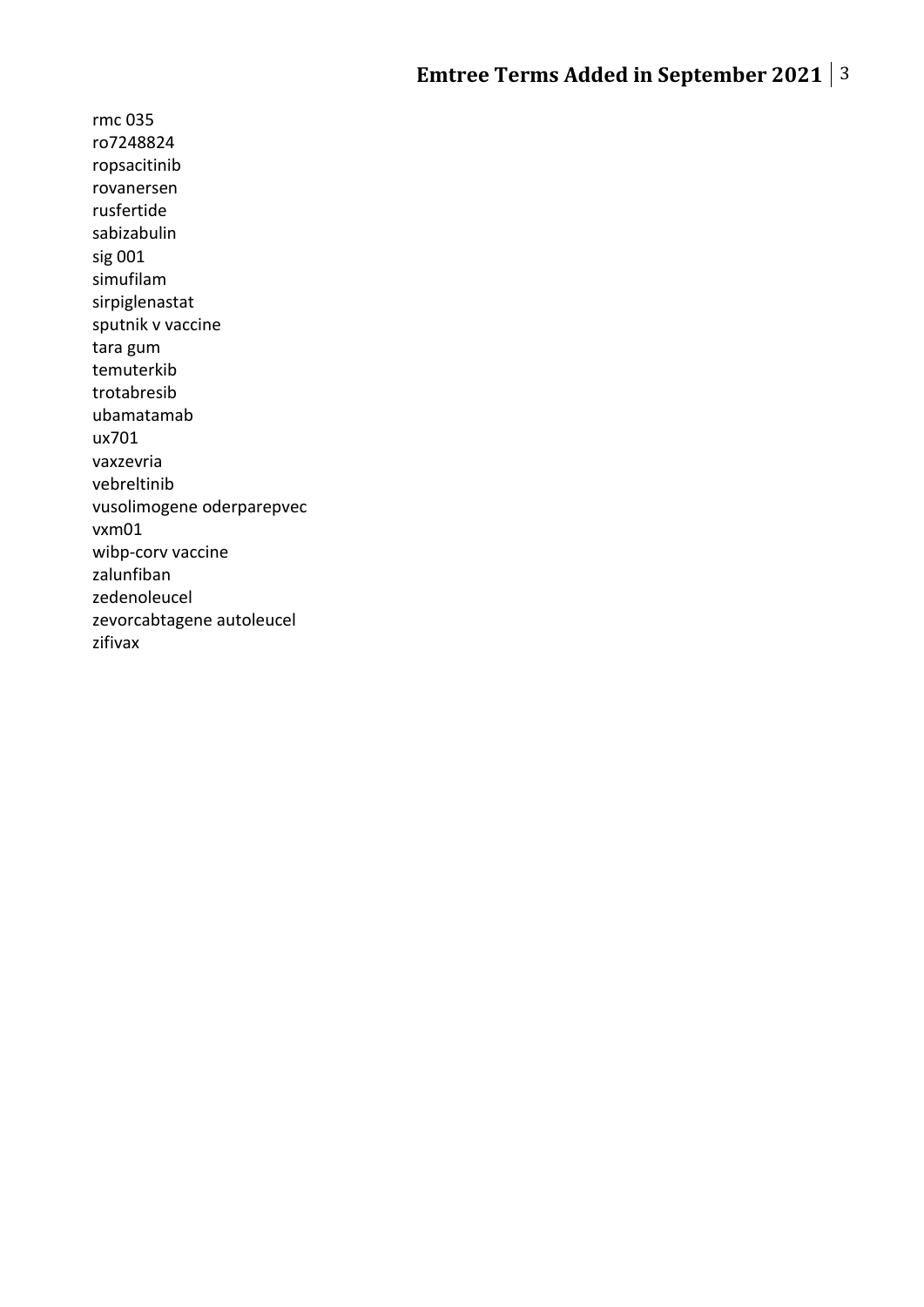rmc 035
ro7248824
ropsacitinib
rovanersen
rusfertide
sabizabulin
sig 001
simufilam
sirpiglenastat
sputnik v vaccine
tara gum
temuterkib
trotabresib
ubamatamab
ux701
vaxzevria
vebreltinib
vusolimogene oderparepvec
vxm01
wibp-corv vaccine
zalunfiban
zedenoleucel
zevorcabtagene autoleucel
zifivax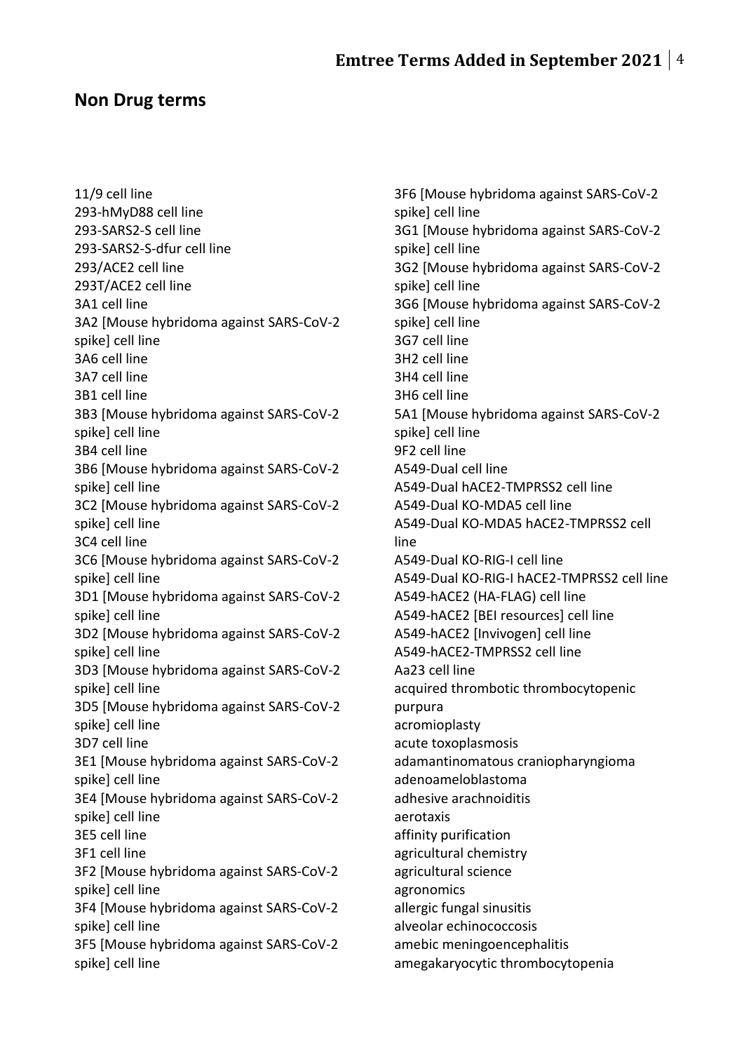## Non Drug terms

11/9 cell line
293-hMyD88 cell line
293-SARS2-S cell line
293-SARS2-S-dfur cell line
293/ACE2 cell line
293T/ACE2 cell line
3A1 cell line
3A2 [Mouse hybridoma against SARS-CoV-2 spike] cell line
3A6 cell line
3A7 cell line
3B1 cell line
3B3 [Mouse hybridoma against SARS-CoV-2 spike] cell line
3B4 cell line
3B6 [Mouse hybridoma against SARS-CoV-2 spike] cell line
3C2 [Mouse hybridoma against SARS-CoV-2 spike] cell line
3C4 cell line
3C6 [Mouse hybridoma against SARS-CoV-2 spike] cell line
3D1 [Mouse hybridoma against SARS-CoV-2 spike] cell line
3D2 [Mouse hybridoma against SARS-CoV-2 spike] cell line
3D3 [Mouse hybridoma against SARS-CoV-2 spike] cell line
3D5 [Mouse hybridoma against SARS-CoV-2 spike] cell line
3D7 cell line
3E1 [Mouse hybridoma against SARS-CoV-2 spike] cell line
3E4 [Mouse hybridoma against SARS-CoV-2 spike] cell line
3E5 cell line
3F1 cell line
3F2 [Mouse hybridoma against SARS-CoV-2 spike] cell line
3F4 [Mouse hybridoma against SARS-CoV-2 spike] cell line
3F5 [Mouse hybridoma against SARS-CoV-2 spike] cell line
3F6 [Mouse hybridoma against SARS-CoV-2 spike] cell line
3G1 [Mouse hybridoma against SARS-CoV-2 spike] cell line
3G2 [Mouse hybridoma against SARS-CoV-2 spike] cell line
3G6 [Mouse hybridoma against SARS-CoV-2 spike] cell line
3G7 cell line
3H2 cell line
3H4 cell line
3H6 cell line
5A1 [Mouse hybridoma against SARS-CoV-2 spike] cell line
9F2 cell line
A549-Dual cell line
A549-Dual hACE2-TMPRSS2 cell line
A549-Dual KO-MDA5 cell line
A549-Dual KO-MDA5 hACE2-TMPRSS2 cell line
A549-Dual KO-RIG-I cell line
A549-Dual KO-RIG-I hACE2-TMPRSS2 cell line
A549-hACE2 (HA-FLAG) cell line
A549-hACE2 [BEI resources] cell line
A549-hACE2 [Invivogen] cell line
A549-hACE2-TMPRSS2 cell line
Aa23 cell line
acquired thrombotic thrombocytopenic purpura
acromioplasty
acute toxoplasmosis
adamantinomatous craniopharyngioma
adenoameloblastoma
adhesive arachnoiditis
aerotaxis
affinity purification
agricultural chemistry
agricultural science
agronomics
allergic fungal sinusitis
alveolar echinococcosis
amebic meningoencephalitis
amegakaryocytic thrombocytopenia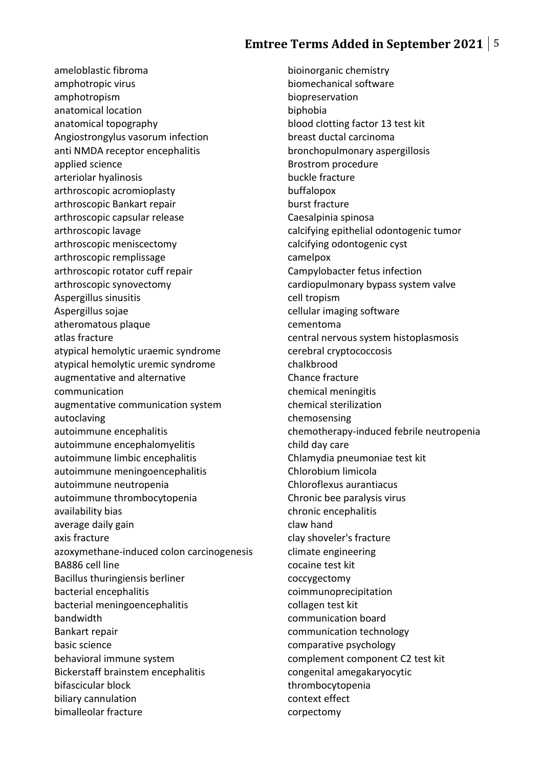ameloblastic fibroma
amphotropic virus
amphotropism
anatomical location
anatomical topography
Angiostrongylus vasorum infection
anti NMDA receptor encephalitis
applied science
arteriolar hyalinosis
arthroscopic acromioplasty
arthroscopic Bankart repair
arthroscopic capsular release
arthroscopic lavage
arthroscopic meniscectomy
arthroscopic remplissage
arthroscopic rotator cuff repair
arthroscopic synovectomy
Aspergillus sinusitis
Aspergillus sojae
atheromatous plaque
atlas fracture
atypical hemolytic uraemic syndrome
atypical hemolytic uremic syndrome
augmentative and alternative communication
augmentative communication system
autoclaving
autoimmune encephalitis
autoimmune encephalomyelitis
autoimmune limbic encephalitis
autoimmune meningoencephalitis
autoimmune neutropenia
autoimmune thrombocytopenia
availability bias
average daily gain
axis fracture
azoxymethane-induced colon carcinogenesis
BA886 cell line
Bacillus thuringiensis berliner
bacterial encephalitis
bacterial meningoencephalitis
bandwidth
Bankart repair
basic science
behavioral immune system
Bickerstaff brainstem encephalitis
bifascicular block
biliary cannulation
bimalleolar fracture
bioinorganic chemistry
biomechanical software
biopreservation
biphobia
blood clotting factor 13 test kit
breast ductal carcinoma
bronchopulmonary aspergillosis
Brostrom procedure
buckle fracture
buffalopox
burst fracture
Caesalpinia spinosa
calcifying epithelial odontogenic tumor
calcifying odontogenic cyst
camelpox
Campylobacter fetus infection
cardiopulmonary bypass system valve
cell tropism
cellular imaging software
cementoma
central nervous system histoplasmosis
cerebral cryptococcosis
chalkbrood
Chance fracture
chemical meningitis
chemical sterilization
chemosensing
chemotherapy-induced febrile neutropenia
child day care
Chlamydia pneumoniae test kit
Chlorobium limicola
Chloroflexus aurantiacus
Chronic bee paralysis virus
chronic encephalitis
claw hand
clay shoveler's fracture
climate engineering
cocaine test kit
coccygectomy
coimmunoprecipitation
collagen test kit
communication board
communication technology
comparative psychology
complement component C2 test kit
congenital amegakaryocytic thrombocytopenia
context effect
corpectomy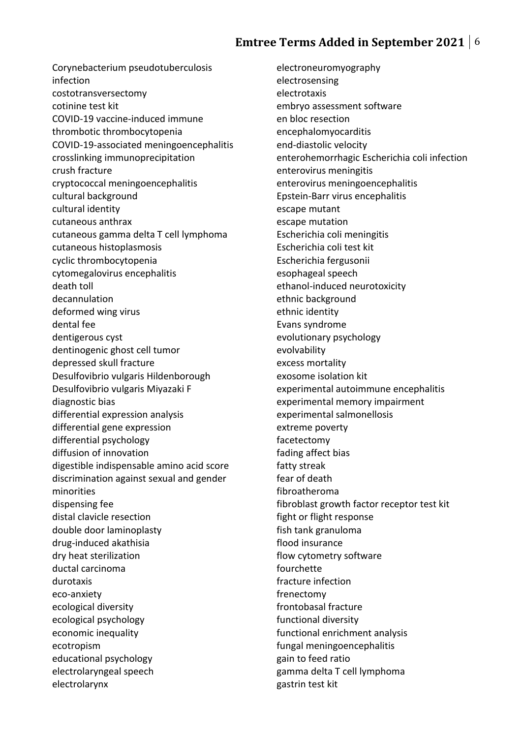Corynebacterium pseudotuberculosis infection
costotransversectomy
cotinine test kit
COVID-19 vaccine-induced immune thrombotic thrombocytopenia
COVID-19-associated meningoencephalitis
crosslinking immunoprecipitation
crush fracture
cryptococcal meningoencephalitis
cultural background
cultural identity
cutaneous anthrax
cutaneous gamma delta T cell lymphoma
cutaneous histoplasmosis
cyclic thrombocytopenia
cytomegalovirus encephalitis
death toll
decannulation
deformed wing virus
dental fee
dentigerous cyst
dentinogenic ghost cell tumor
depressed skull fracture
Desulfovibrio vulgaris Hildenborough
Desulfovibrio vulgaris Miyazaki F
diagnostic bias
differential expression analysis
differential gene expression
differential psychology
diffusion of innovation
digestible indispensable amino acid score
discrimination against sexual and gender minorities
dispensing fee
distal clavicle resection
double door laminoplasty
drug-induced akathisia
dry heat sterilization
ductal carcinoma
durotaxis
eco-anxiety
ecological diversity
ecological psychology
economic inequality
ecotropism
educational psychology
electrolaryngeal speech
electrolarynx
electroneuromyography
electrosensing
electrotaxis
embryo assessment software
en bloc resection
encephalomyocarditis
end-diastolic velocity
enterohemorrhagic Escherichia coli infection
enterovirus meningitis
enterovirus meningoencephalitis
Epstein-Barr virus encephalitis
escape mutant
escape mutation
Escherichia coli meningitis
Escherichia coli test kit
Escherichia fergusonii
esophageal speech
ethanol-induced neurotoxicity
ethnic background
ethnic identity
Evans syndrome
evolutionary psychology
evolvability
excess mortality
exosome isolation kit
experimental autoimmune encephalitis
experimental memory impairment
experimental salmonellosis
extreme poverty
facetectomy
fading affect bias
fatty streak
fear of death
fibroatheroma
fibroblast growth factor receptor test kit
fight or flight response
fish tank granuloma
flood insurance
flow cytometry software
fourchette
fracture infection
frenectomy
frontobasal fracture
functional diversity
functional enrichment analysis
fungal meningoencephalitis
gain to feed ratio
gamma delta T cell lymphoma
gastrin test kit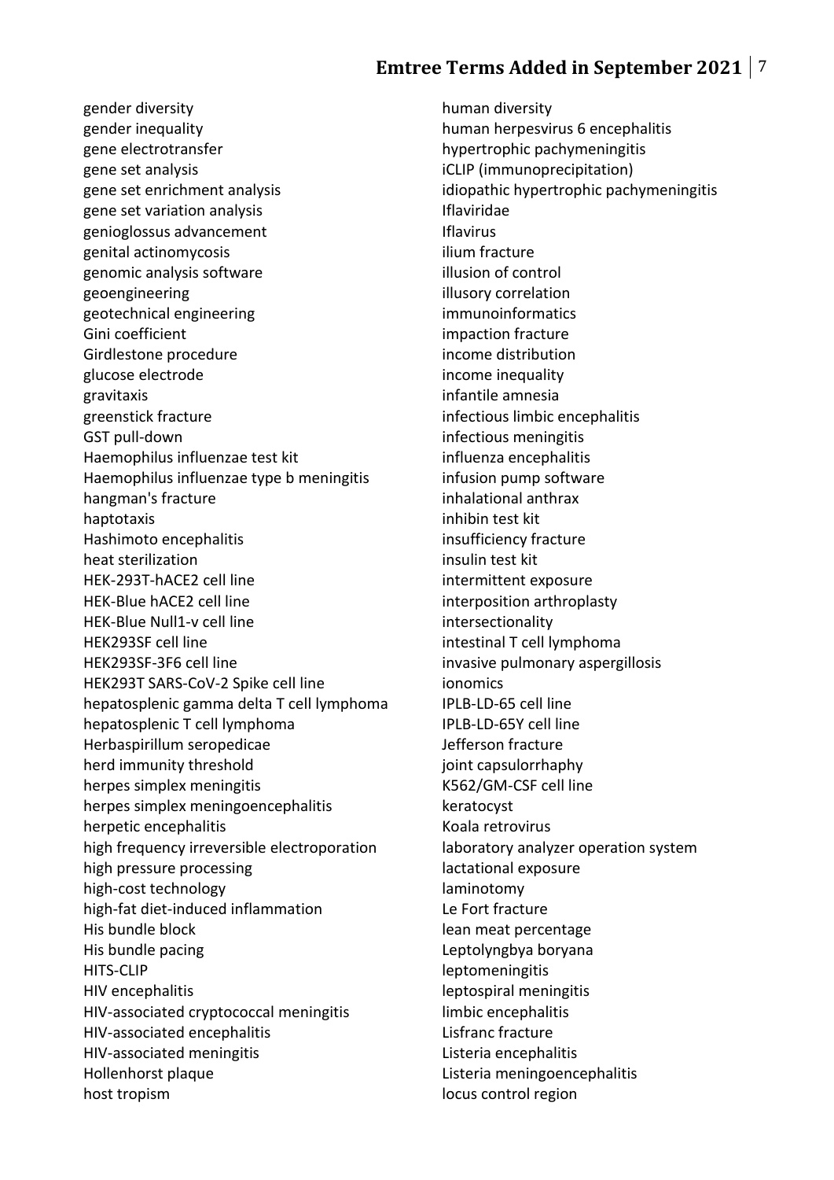gender diversity
gender inequality
gene electrotransfer
gene set analysis
gene set enrichment analysis
gene set variation analysis
genioglossus advancement
genital actinomycosis
genomic analysis software
geoengineering
geotechnical engineering
Gini coefficient
Girdlestone procedure
glucose electrode
gravitaxis
greenstick fracture
GST pull-down
Haemophilus influenzae test kit
Haemophilus influenzae type b meningitis
hangman's fracture
haptotaxis
Hashimoto encephalitis
heat sterilization
HEK-293T-hACE2 cell line
HEK-Blue hACE2 cell line
HEK-Blue Null1-v cell line
HEK293SF cell line
HEK293SF-3F6 cell line
HEK293T SARS-CoV-2 Spike cell line
hepatosplenic gamma delta T cell lymphoma
hepatosplenic T cell lymphoma
Herbaspirillum seropedicae
herd immunity threshold
herpes simplex meningitis
herpes simplex meningoencephalitis
herpetic encephalitis
high frequency irreversible electroporation
high pressure processing
high-cost technology
high-fat diet-induced inflammation
His bundle block
His bundle pacing
HITS-CLIP
HIV encephalitis
HIV-associated cryptococcal meningitis
HIV-associated encephalitis
HIV-associated meningitis
Hollenhorst plaque
host tropism
human diversity
human herpesvirus 6 encephalitis
hypertrophic pachymeningitis
iCLIP (immunoprecipitation)
idiopathic hypertrophic pachymeningitis
Iflaviridae
Iflavirus
ilium fracture
illusion of control
illusory correlation
immunoinformatics
impaction fracture
income distribution
income inequality
infantile amnesia
infectious limbic encephalitis
infectious meningitis
influenza encephalitis
infusion pump software
inhalational anthrax
inhibin test kit
insufficiency fracture
insulin test kit
intermittent exposure
interposition arthroplasty
intersectionality
intestinal T cell lymphoma
invasive pulmonary aspergillosis
ionomics
IPLB-LD-65 cell line
IPLB-LD-65Y cell line
Jefferson fracture
joint capsulorrhaphy
K562/GM-CSF cell line
keratocyst
Koala retrovirus
laboratory analyzer operation system
lactational exposure
laminotomy
Le Fort fracture
lean meat percentage
Leptolyngbya boryana
leptomeningitis
leptospiral meningitis
limbic encephalitis
Lisfranc fracture
Listeria encephalitis
Listeria meningoencephalitis
locus control region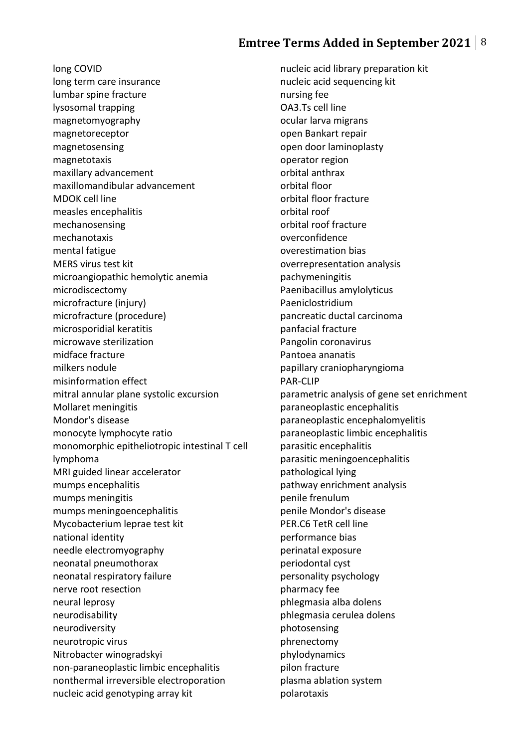long COVID
long term care insurance
lumbar spine fracture
lysosomal trapping
magnetomyography
magnetoreceptor
magnetosensing
magnetotaxis
maxillary advancement
maxillomandibular advancement
MDOK cell line
measles encephalitis
mechanosensing
mechanotaxis
mental fatigue
MERS virus test kit
microangiopathic hemolytic anemia
microdiscectomy
microfracture (injury)
microfracture (procedure)
microsporidial keratitis
microwave sterilization
midface fracture
milkers nodule
misinformation effect
mitral annular plane systolic excursion
Mollaret meningitis
Mondor's disease
monocyte lymphocyte ratio
monomorphic epitheliotropic intestinal T cell lymphoma
MRI guided linear accelerator
mumps encephalitis
mumps meningitis
mumps meningoencephalitis
Mycobacterium leprae test kit
national identity
needle electromyography
neonatal pneumothorax
neonatal respiratory failure
nerve root resection
neural leprosy
neurodisability
neurodiversity
neurotropic virus
Nitrobacter winogradskyi
non-paraneoplastic limbic encephalitis
nonthermal irreversible electroporation
nucleic acid genotyping array kit
nucleic acid library preparation kit
nucleic acid sequencing kit
nursing fee
OA3.Ts cell line
ocular larva migrans
open Bankart repair
open door laminoplasty
operator region
orbital anthrax
orbital floor
orbital floor fracture
orbital roof
orbital roof fracture
overconfidence
overestimation bias
overrepresentation analysis
pachymeningitis
Paenibacillus amylolyticus
Paeniclostridium
pancreatic ductal carcinoma
panfacial fracture
Pangolin coronavirus
Pantoea ananatis
papillary craniopharyngioma
PAR-CLIP
parametric analysis of gene set enrichment
paraneoplastic encephalitis
paraneoplastic encephalomyelitis
paraneoplastic limbic encephalitis
parasitic encephalitis
parasitic meningoencephalitis
pathological lying
pathway enrichment analysis
penile frenulum
penile Mondor's disease
PER.C6 TetR cell line
performance bias
perinatal exposure
periodontal cyst
personality psychology
pharmacy fee
phlegmasia alba dolens
phlegmasia cerulea dolens
photosensing
phrenectomy
phylodynamics
pilon fracture
plasma ablation system
polarotaxis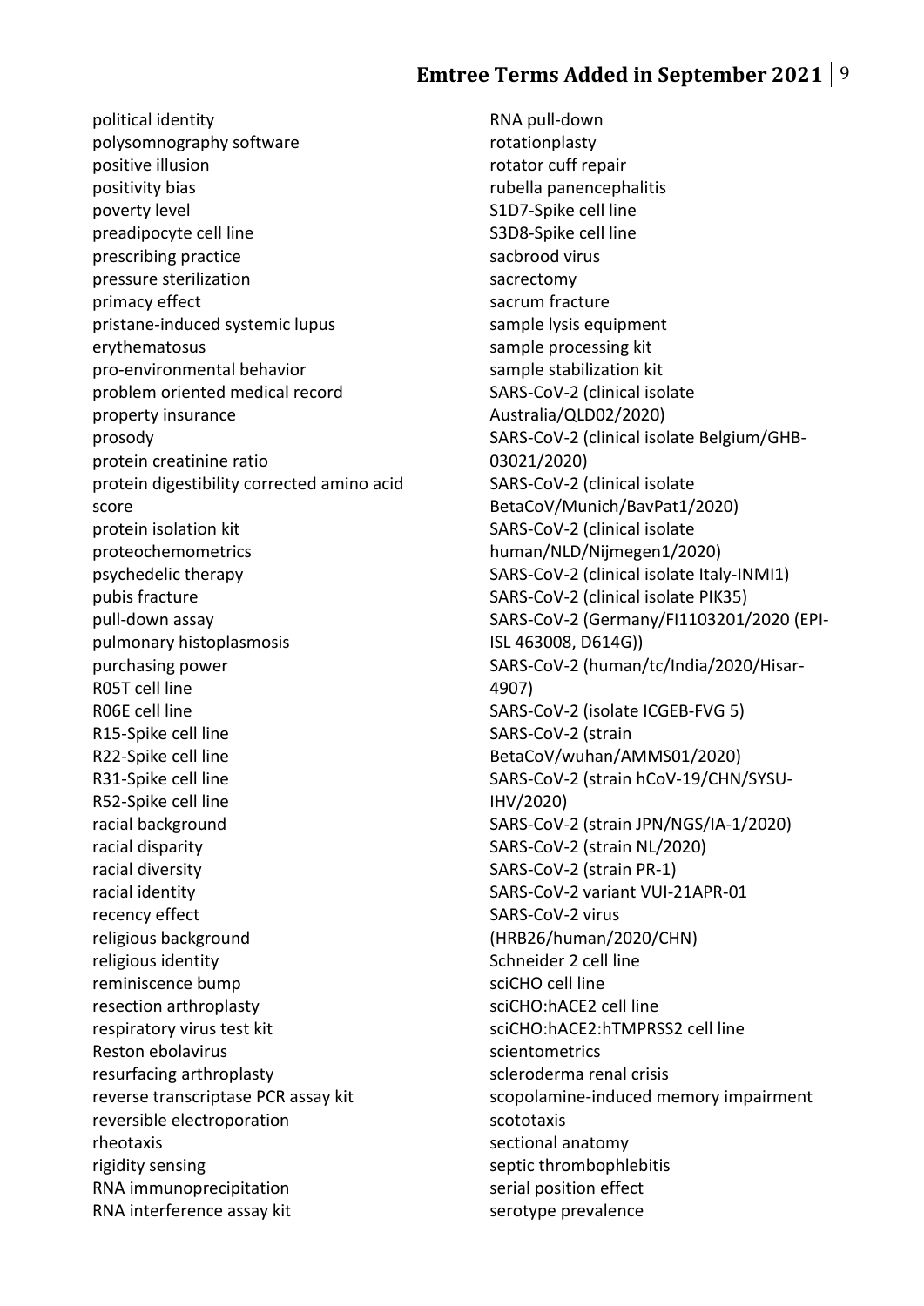political identity
polysomnography software
positive illusion
positivity bias
poverty level
preadipocyte cell line
prescribing practice
pressure sterilization
primacy effect
pristane-induced systemic lupus erythematosus
pro-environmental behavior
problem oriented medical record
property insurance
prosody
protein creatinine ratio
protein digestibility corrected amino acid score
protein isolation kit
proteochemometrics
psychedelic therapy
pubis fracture
pull-down assay
pulmonary histoplasmosis
purchasing power
R05T cell line
R06E cell line
R15-Spike cell line
R22-Spike cell line
R31-Spike cell line
R52-Spike cell line
racial background
racial disparity
racial diversity
racial identity
recency effect
religious background
religious identity
reminiscence bump
resection arthroplasty
respiratory virus test kit
Reston ebolavirus
resurfacing arthroplasty
reverse transcriptase PCR assay kit
reversible electroporation
rheotaxis
rigidity sensing
RNA immunoprecipitation
RNA interference assay kit
RNA pull-down
rotationplasty
rotator cuff repair
rubella panencephalitis
S1D7-Spike cell line
S3D8-Spike cell line
sacbrood virus
sacrectomy
sacrum fracture
sample lysis equipment
sample processing kit
sample stabilization kit
SARS-CoV-2 (clinical isolate Australia/QLD02/2020)
SARS-CoV-2 (clinical isolate Belgium/GHB-03021/2020)
SARS-CoV-2 (clinical isolate BetaCoV/Munich/BavPat1/2020)
SARS-CoV-2 (clinical isolate human/NLD/Nijmegen1/2020)
SARS-CoV-2 (clinical isolate Italy-INMI1)
SARS-CoV-2 (clinical isolate PIK35)
SARS-CoV-2 (Germany/FI1103201/2020 (EPI-ISL 463008, D614G))
SARS-CoV-2 (human/tc/India/2020/Hisar-4907)
SARS-CoV-2 (isolate ICGEB-FVG 5)
SARS-CoV-2 (strain BetaCoV/wuhan/AMMS01/2020)
SARS-CoV-2 (strain hCoV-19/CHN/SYSU-IHV/2020)
SARS-CoV-2 (strain JPN/NGS/IA-1/2020)
SARS-CoV-2 (strain NL/2020)
SARS-CoV-2 (strain PR-1)
SARS-CoV-2 variant VUI-21APR-01
SARS-CoV-2 virus (HRB26/human/2020/CHN)
Schneider 2 cell line
sciCHO cell line
sciCHO:hACE2 cell line
sciCHO:hACE2:hTMPRSS2 cell line
scientometrics
scleroderma renal crisis
scopolamine-induced memory impairment
scototaxis
sectional anatomy
septic thrombophlebitis
serial position effect
serotype prevalence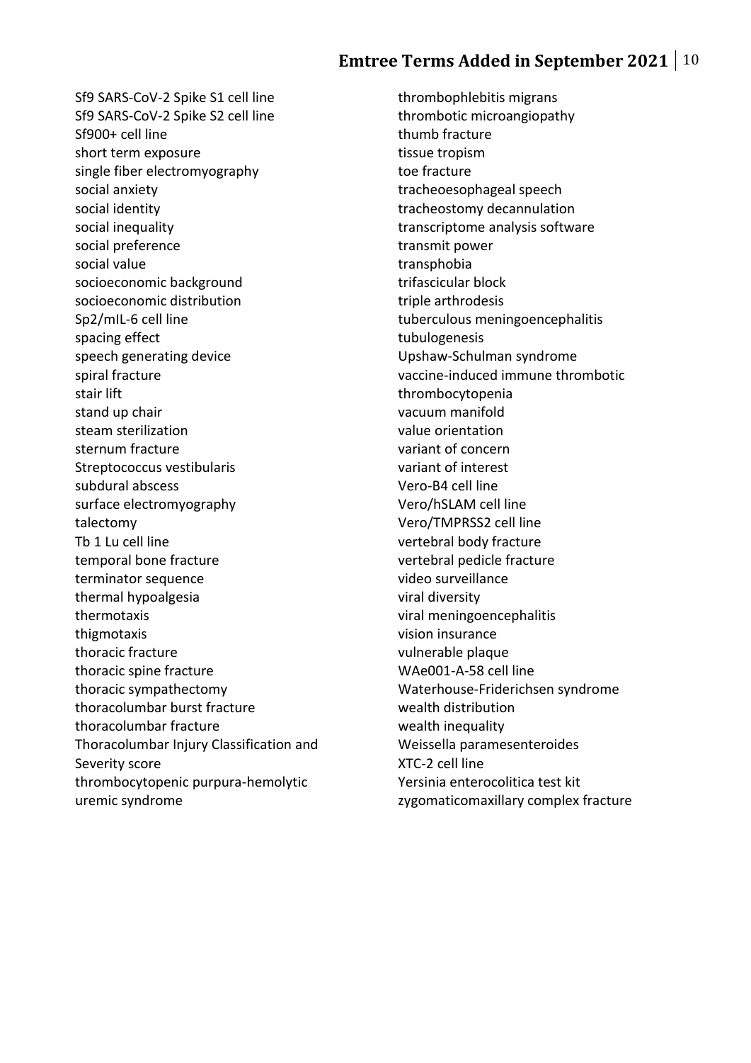Sf9 SARS-CoV-2 Spike S1 cell line
Sf9 SARS-CoV-2 Spike S2 cell line
Sf900+ cell line
short term exposure
single fiber electromyography
social anxiety
social identity
social inequality
social preference
social value
socioeconomic background
socioeconomic distribution
Sp2/mIL-6 cell line
spacing effect
speech generating device
spiral fracture
stair lift
stand up chair
steam sterilization
sternum fracture
Streptococcus vestibularis
subdural abscess
surface electromyography
talectomy
Tb 1 Lu cell line
temporal bone fracture
terminator sequence
thermal hypoalgesia
thermotaxis
thigmotaxis
thoracic fracture
thoracic spine fracture
thoracic sympathectomy
thoracolumbar burst fracture
thoracolumbar fracture
Thoracolumbar Injury Classification and Severity score
thrombocytopenic purpura-hemolytic uremic syndrome
thrombophlebitis migrans
thrombotic microangiopathy
thumb fracture
tissue tropism
toe fracture
tracheoesophageal speech
tracheostomy decannulation
transcriptome analysis software
transmit power
transphobia
trifascicular block
triple arthrodesis
tuberculous meningoencephalitis
tubulogenesis
Upshaw-Schulman syndrome
vaccine-induced immune thrombotic thrombocytopenia
vacuum manifold
value orientation
variant of concern
variant of interest
Vero-B4 cell line
Vero/hSLAM cell line
Vero/TMPRSS2 cell line
vertebral body fracture
vertebral pedicle fracture
video surveillance
viral diversity
viral meningoencephalitis
vision insurance
vulnerable plaque
WAe001-A-58 cell line
Waterhouse-Friderichsen syndrome
wealth distribution
wealth inequality
Weissella paramesenteroides
XTC-2 cell line
Yersinia enterocolitica test kit
zygomaticomaxillary complex fracture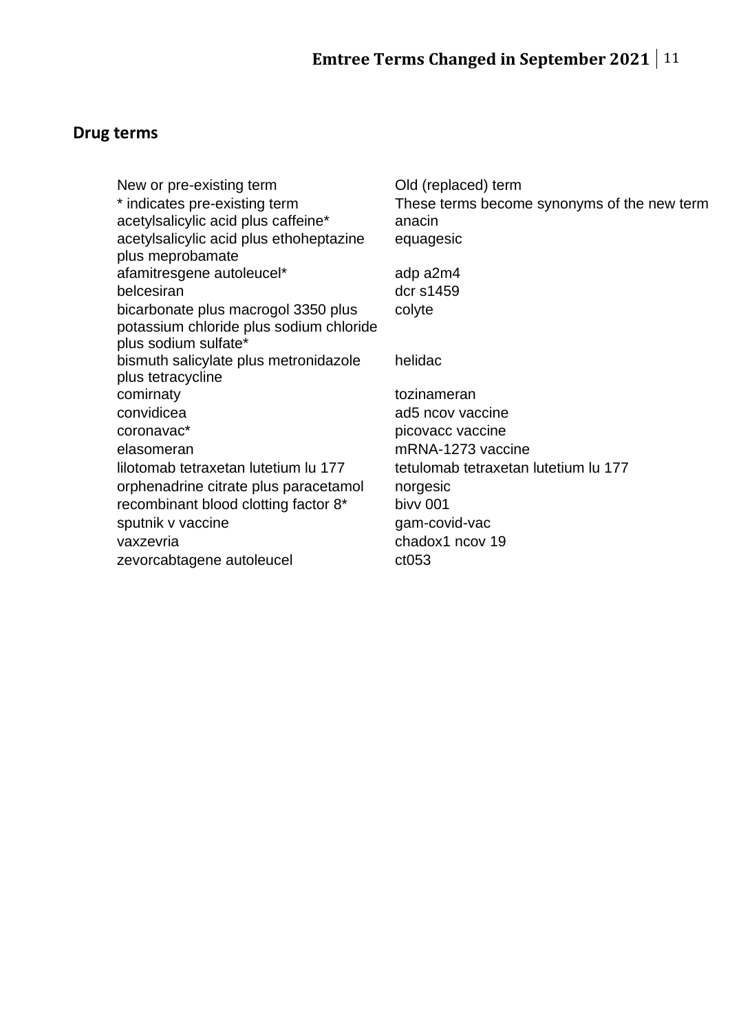## Drug terms

| New or pre-existing term | Old (replaced) term |
| --- | --- |
| * indicates pre-existing term | These terms become synonyms of the new term |
| acetylsalicylic acid plus caffeine* | anacin |
| acetylsalicylic acid plus ethoheptazine plus meprobamate | equagesic |
| afamitresgene autoleucel* | adp a2m4 |
| belcesiran | dcr s1459 |
| bicarbonate plus macrogol 3350 plus potassium chloride plus sodium chloride plus sodium sulfate* | colyte |
| bismuth salicylate plus metronidazole plus tetracycline | helidac |
| comirnaty | tozinameran |
| convidicea | ad5 ncov vaccine |
| coronavac* | picovacc vaccine |
| elasomeran | mRNA-1273 vaccine |
| lilotomab tetraxetan lutetium lu 177 | tetulomab tetraxetan lutetium lu 177 |
| orphenadrine citrate plus paracetamol | norgesic |
| recombinant blood clotting factor 8* | bivv 001 |
| sputnik v vaccine | gam-covid-vac |
| vaxzevria | chadox1 ncov 19 |
| zevorcabtagene autoleucel | ct053 |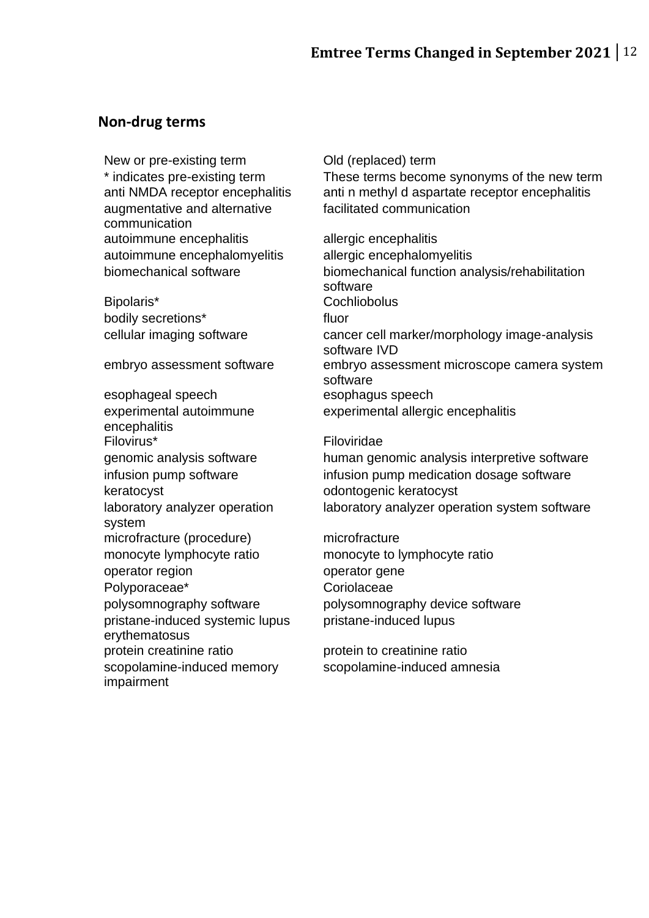## Non-drug terms

| New or pre-existing term<br>* indicates pre-existing term | Old (replaced) term<br>These terms become synonyms of the new term |
| --- | --- |
| anti NMDA receptor encephalitis | anti n methyl d aspartate receptor encephalitis |
| augmentative and alternative communication | facilitated communication |
| autoimmune encephalitis | allergic encephalitis |
| autoimmune encephalomyelitis | allergic encephalomyelitis |
| biomechanical software | biomechanical function analysis/rehabilitation software |
| Bipolaris* | Cochliobolus |
| bodily secretions* | fluor |
| cellular imaging software | cancer cell marker/morphology image-analysis software IVD |
| embryo assessment software | embryo assessment microscope camera system software |
| esophageal speech | esophagus speech |
| experimental autoimmune encephalitis | experimental allergic encephalitis |
| Filovirus* | Filoviridae |
| genomic analysis software | human genomic analysis interpretive software |
| infusion pump software | infusion pump medication dosage software |
| keratocyst | odontogenic keratocyst |
| laboratory analyzer operation system | laboratory analyzer operation system software |
| microfracture (procedure) | microfracture |
| monocyte lymphocyte ratio | monocyte to lymphocyte ratio |
| operator region | operator gene |
| Polyporaceae* | Coriolaceae |
| polysomnography software | polysomnography device software |
| pristane-induced systemic lupus erythematosus | pristane-induced lupus |
| protein creatinine ratio | protein to creatinine ratio |
| scopolamine-induced memory impairment | scopolamine-induced amnesia |